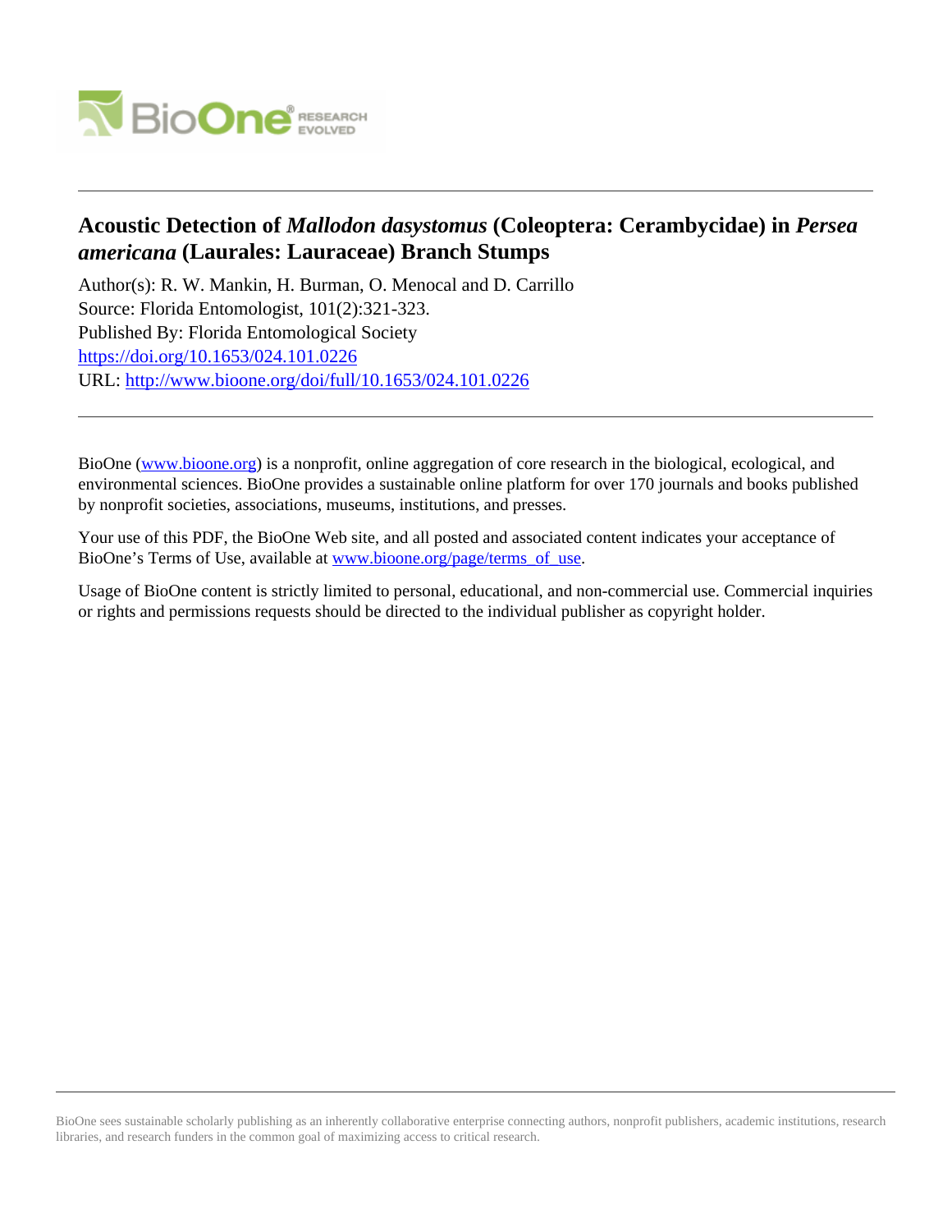# Acoustic Detection of *Mallodon dasystomus* (Coleoptera: Cerambycidae) in *Persea americana* (Laurales: Lauraceae) Branch Stumps

Author(s): R. W. Mankin, H. Burman, O. Menocal and D. Carrillo

Source: Florida Entomologist, 101(2):321-323.

Published By: Florida Entomological Society

https://doi.org/10.1653/024.101.0226

URL: http://www.bioone.org/doi/full/10.1653/024.101.0226

---

BioOne (www.bioone.org) is a nonprofit, online aggregation of core research in the biological, ecological, and environmental sciences. BioOne provides a sustainable online platform for over 170 journals and books published by nonprofit societies, associations, museums, institutions, and presses.

Your use of this PDF, the BioOne Web site, and all posted and associated content indicates your acceptance of BioOne's Terms of Use, available at www.bioone.org/page/terms_of_use.

Usage of BioOne content is strictly limited to personal, educational, and non-commercial use. Commercial inquiries or rights and permissions requests should be directed to the individual publisher as copyright holder.

---

BioOne sees sustainable scholarly publishing as an inherently collaborative enterprise connecting authors, nonprofit publishers, academic institutions, research libraries, and research funders in the common goal of maximizing access to critical research.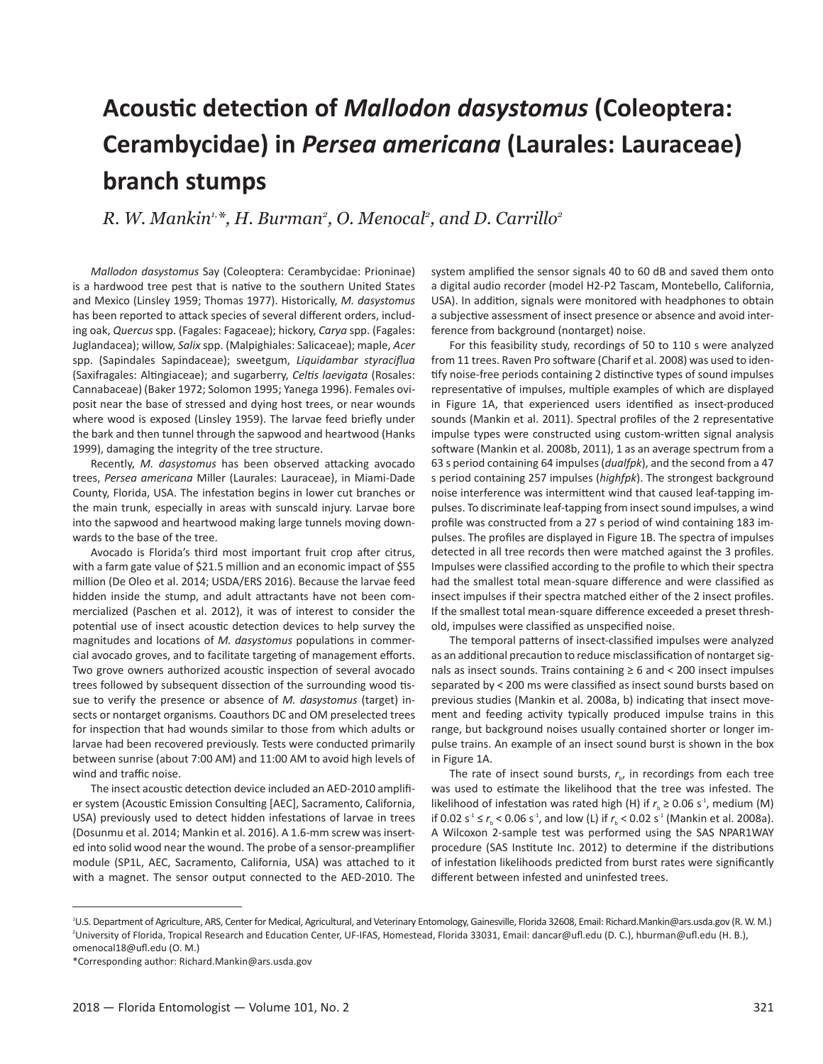# Acoustic detection of *Mallodon dasystomus* (Coleoptera: Cerambycidae) in *Persea americana* (Laurales: Lauraceae) branch stumps

*R. W. Mankin[1,*], H. Burman[2], O. Menocal[2], and D. Carrillo[2]*

*Mallodon dasystomus* Say (Coleoptera: Cerambycidae: Prioninae) is a hardwood tree pest that is native to the southern United States and Mexico (Linsley 1959; Thomas 1977). Historically, *M. dasystomus* has been reported to attack species of several different orders, including oak, *Quercus* spp. (Fagales: Fagaceae); hickory, *Carya* spp. (Fagales: Juglandacea); willow, *Salix* spp. (Malpighiales: Salicaceae); maple, *Acer* spp. (Sapindales Sapindaceae); sweetgum, *Liquidambar styraciflua* (Saxifragales: Altingiaceae); and sugarberry, *Celtis laevigata* (Rosales: Cannabaceae) (Baker 1972; Solomon 1995; Yanega 1996). Females oviposit near the base of stressed and dying host trees, or near wounds where wood is exposed (Linsley 1959). The larvae feed briefly under the bark and then tunnel through the sapwood and heartwood (Hanks 1999), damaging the integrity of the tree structure.

Recently, *M. dasystomus* has been observed attacking avocado trees, *Persea americana* Miller (Laurales: Lauraceae), in Miami-Dade County, Florida, USA. The infestation begins in lower cut branches or the main trunk, especially in areas with sunscald injury. Larvae bore into the sapwood and heartwood making large tunnels moving downwards to the base of the tree.

Avocado is Florida's third most important fruit crop after citrus, with a farm gate value of $21.5 million and an economic impact of $55 million (De Oleo et al. 2014; USDA/ERS 2016). Because the larvae feed hidden inside the stump, and adult attractants have not been commercialized (Paschen et al. 2012), it was of interest to consider the potential use of insect acoustic detection devices to help survey the magnitudes and locations of *M. dasystomus* populations in commercial avocado groves, and to facilitate targeting of management efforts. Two grove owners authorized acoustic inspection of several avocado trees followed by subsequent dissection of the surrounding wood tissue to verify the presence or absence of *M. dasystomus* (target) insects or nontarget organisms. Coauthors DC and OM preselected trees for inspection that had wounds similar to those from which adults or larvae had been recovered previously. Tests were conducted primarily between sunrise (about 7:00 AM) and 11:00 AM to avoid high levels of wind and traffic noise.

The insect acoustic detection device included an AED-2010 amplifier system (Acoustic Emission Consulting [AEC], Sacramento, California, USA) previously used to detect hidden infestations of larvae in trees (Dosunmu et al. 2014; Mankin et al. 2016). A 1.6-mm screw was inserted into solid wood near the wound. The probe of a sensor-preamplifier module (SP1L, AEC, Sacramento, California, USA) was attached to it with a magnet. The sensor output connected to the AED-2010. The system amplified the sensor signals 40 to 60 dB and saved them onto a digital audio recorder (model H2-P2 Tascam, Montebello, California, USA). In addition, signals were monitored with headphones to obtain a subjective assessment of insect presence or absence and avoid interference from background (nontarget) noise.

For this feasibility study, recordings of 50 to 110 s were analyzed from 11 trees. Raven Pro software (Charif et al. 2008) was used to identify noise-free periods containing 2 distinctive types of sound impulses representative of impulses, multiple examples of which are displayed in Figure 1A, that experienced users identified as insect-produced sounds (Mankin et al. 2011). Spectral profiles of the 2 representative impulse types were constructed using custom-written signal analysis software (Mankin et al. 2008b, 2011), 1 as an average spectrum from a 63 s period containing 64 impulses (*dualfpk*), and the second from a 47 s period containing 257 impulses (*highfpk*). The strongest background noise interference was intermittent wind that caused leaf-tapping impulses. To discriminate leaf-tapping from insect sound impulses, a wind profile was constructed from a 27 s period of wind containing 183 impulses. The profiles are displayed in Figure 1B. The spectra of impulses detected in all tree records then were matched against the 3 profiles. Impulses were classified according to the profile to which their spectra had the smallest total mean-square difference and were classified as insect impulses if their spectra matched either of the 2 insect profiles. If the smallest total mean-square difference exceeded a preset threshold, impulses were classified as unspecified noise.

The temporal patterns of insect-classified impulses were analyzed as an additional precaution to reduce misclassification of nontarget signals as insect sounds. Trains containing ≥ 6 and < 200 insect impulses separated by < 200 ms were classified as insect sound bursts based on previous studies (Mankin et al. 2008a, b) indicating that insect movement and feeding activity typically produced impulse trains in this range, but background noises usually contained shorter or longer impulse trains. An example of an insect sound burst is shown in the box in Figure 1A.

The rate of insect sound bursts, $r_b$, in recordings from each tree was used to estimate the likelihood that the tree was infested. The likelihood of infestation was rated high (H) if $r_b \geq 0.06\ s^{-1}$, medium (M) if $0.02\ s^{-1} \leq r_b < 0.06\ s^{-1}$, and low (L) if $r_b < 0.02\ s^{-1}$ (Mankin et al. 2008a). A Wilcoxon 2-sample test was performed using the SAS NPAR1WAY procedure (SAS Institute Inc. 2012) to determine if the distributions of infestation likelihoods predicted from burst rates were significantly different between infested and uninfested trees.

---

[1]U.S. Department of Agriculture, ARS, Center for Medical, Agricultural, and Veterinary Entomology, Gainesville, Florida 32608, Email: Richard.Mankin@ars.usda.gov (R. W. M.)
[2]University of Florida, Tropical Research and Education Center, UF-IFAS, Homestead, Florida 33031, Email: dancar@ufl.edu (D. C.), hburman@ufl.edu (H. B.), omenocal18@ufl.edu (O. M.)
*Corresponding author: Richard.Mankin@ars.usda.gov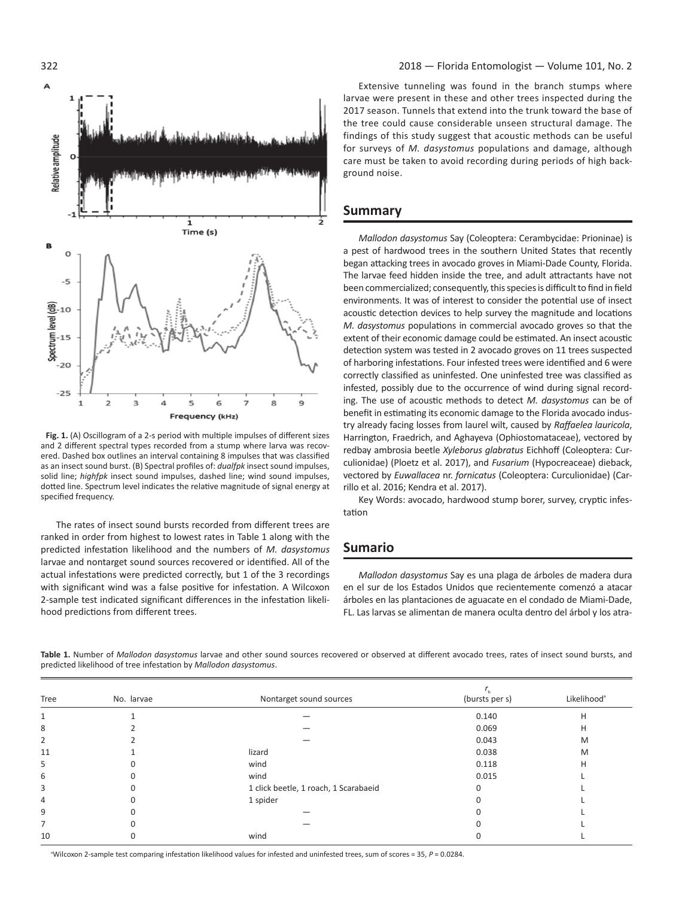**Fig. 1.** (A) Oscillogram of a 2-s period with multiple impulses of different sizes and 2 different spectral types recorded from a stump where larva was recovered. Dashed box outlines an interval containing 8 impulses that was classified as an insect sound burst. (B) Spectral profiles of: *dualfpk* insect sound impulses, solid line; *highfpk* insect sound impulses, dashed line; wind sound impulses, dotted line. Spectrum level indicates the relative magnitude of signal energy at specified frequency.

The rates of insect sound bursts recorded from different trees are ranked in order from highest to lowest rates in Table 1 along with the predicted infestation likelihood and the numbers of *M. dasystomus* larvae and nontarget sound sources recovered or identified. All of the actual infestations were predicted correctly, but 1 of the 3 recordings with significant wind was a false positive for infestation. A Wilcoxon 2-sample test indicated significant differences in the infestation likelihood predictions from different trees.

Extensive tunneling was found in the branch stumps where larvae were present in these and other trees inspected during the 2017 season. Tunnels that extend into the trunk toward the base of the tree could cause considerable unseen structural damage. The findings of this study suggest that acoustic methods can be useful for surveys of *M. dasystomus* populations and damage, although care must be taken to avoid recording during periods of high background noise.

## Summary

*Mallodon dasystomus* Say (Coleoptera: Cerambycidae: Prioninae) is a pest of hardwood trees in the southern United States that recently began attacking trees in avocado groves in Miami-Dade County, Florida. The larvae feed hidden inside the tree, and adult attractants have not been commercialized; consequently, this species is difficult to find in field environments. It was of interest to consider the potential use of insect acoustic detection devices to help survey the magnitude and locations *M. dasystomus* populations in commercial avocado groves so that the extent of their economic damage could be estimated. An insect acoustic detection system was tested in 2 avocado groves on 11 trees suspected of harboring infestations. Four infested trees were identified and 6 were correctly classified as uninfested. One uninfested tree was classified as infested, possibly due to the occurrence of wind during signal recording. The use of acoustic methods to detect *M. dasystomus* can be of benefit in estimating its economic damage to the Florida avocado industry already facing losses from laurel wilt, caused by *Raffaelea lauricola*, Harrington, Fraedrich, and Aghayeva (Ophiostomataceae), vectored by redbay ambrosia beetle *Xyleborus glabratus* Eichhoff (Coleoptera: Curculionidae) (Ploetz et al. 2017), and *Fusarium* (Hypocreaceae) dieback, vectored by *Euwallacea* nr. *fornicatus* (Coleoptera: Curculionidae) (Carrillo et al. 2016; Kendra et al. 2017).

Key Words: avocado, hardwood stump borer, survey, cryptic infestation

## Sumario

*Mallodon dasystomus* Say es una plaga de árboles de madera dura en el sur de los Estados Unidos que recientemente comenzó a atacar árboles en las plantaciones de aguacate en el condado de Miami-Dade, FL. Las larvas se alimentan de manera oculta dentro del árbol y los atra-

**Table 1.** Number of *Mallodon dasystomus* larvae and other sound sources recovered or observed at different avocado trees, rates of insect sound bursts, and predicted likelihood of tree infestation by *Mallodon dasystomus*.

| Tree | No. larvae | Nontarget sound sources | $r_b$ (bursts per s) | Likelihood[a] |
|---|---|---|---|---|
| 1 | 1 | — | 0.140 | H |
| 8 | 2 | — | 0.069 | H |
| 2 | 2 | — | 0.043 | M |
| 11 | 1 | lizard | 0.038 | M |
| 5 | 0 | wind | 0.118 | H |
| 6 | 0 | wind | 0.015 | L |
| 3 | 0 | 1 click beetle, 1 roach, 1 Scarabaeid | 0 | L |
| 4 | 0 | 1 spider | 0 | L |
| 9 | 0 | — | 0 | L |
| 7 | 0 | — | 0 | L |
| 10 | 0 | wind | 0 | L |

[a]Wilcoxon 2-sample test comparing infestation likelihood values for infested and uninfested trees, sum of scores = 35, $P = 0.0284$.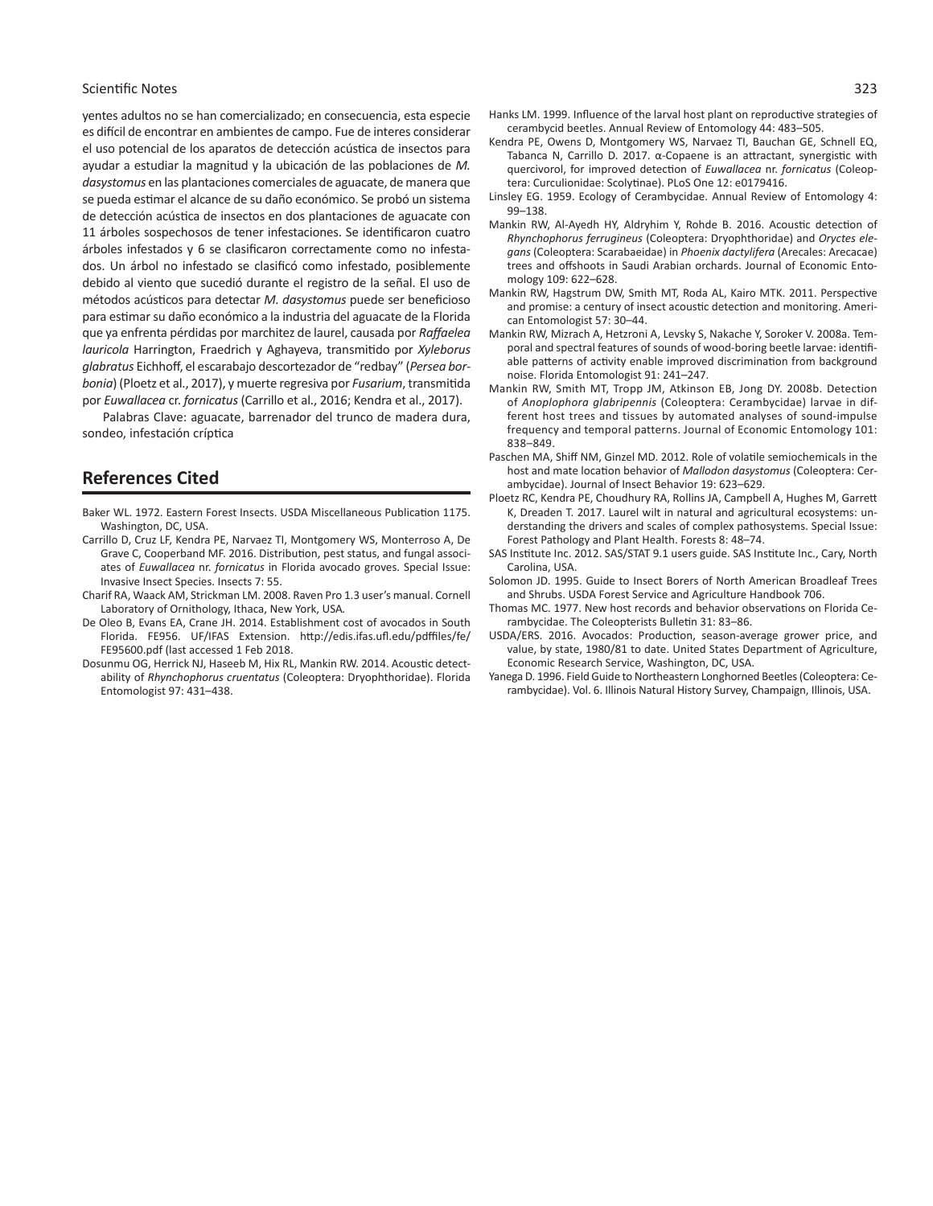yentes adultos no se han comercializado; en consecuencia, esta especie es difícil de encontrar en ambientes de campo. Fue de interes considerar el uso potencial de los aparatos de detección acústica de insectos para ayudar a estudiar la magnitud y la ubicación de las poblaciones de *M. dasystomus* en las plantaciones comerciales de aguacate, de manera que se pueda estimar el alcance de su daño económico. Se probó un sistema de detección acústica de insectos en dos plantaciones de aguacate con 11 árboles sospechosos de tener infestaciones. Se identificaron cuatro árboles infestados y 6 se clasificaron correctamente como no infestados. Un árbol no infestado se clasificó como infestado, posiblemente debido al viento que sucedió durante el registro de la señal. El uso de métodos acústicos para detectar *M. dasystomus* puede ser beneficioso para estimar su daño económico a la industria del aguacate de la Florida que ya enfrenta pérdidas por marchitez de laurel, causada por *Raffaelea lauricola* Harrington, Fraedrich y Aghayeva, transmitido por *Xyleborus glabratus* Eichhoff, el escarabajo descortezador de "redbay" (*Persea borbonia*) (Ploetz et al., 2017), y muerte regresiva por *Fusarium*, transmitida por *Euwallacea* cr. *fornicatus* (Carrillo et al., 2016; Kendra et al., 2017).

Palabras Clave: aguacate, barrenador del trunco de madera dura, sondeo, infestación críptica

## References Cited

Baker WL. 1972. Eastern Forest Insects. USDA Miscellaneous Publication 1175. Washington, DC, USA.

Carrillo D, Cruz LF, Kendra PE, Narvaez TI, Montgomery WS, Monterroso A, De Grave C, Cooperband MF. 2016. Distribution, pest status, and fungal associates of *Euwallacea* nr. *fornicatus* in Florida avocado groves. Special Issue: Invasive Insect Species. Insects 7: 55.

Charif RA, Waack AM, Strickman LM. 2008. Raven Pro 1.3 user's manual. Cornell Laboratory of Ornithology, Ithaca, New York, USA.

De Oleo B, Evans EA, Crane JH. 2014. Establishment cost of avocados in South Florida. FE956. UF/IFAS Extension. http://edis.ifas.ufl.edu/pdffiles/fe/FE95600.pdf (last accessed 1 Feb 2018).

Dosunmu OG, Herrick NJ, Haseeb M, Hix RL, Mankin RW. 2014. Acoustic detectability of *Rhynchophorus cruentatus* (Coleoptera: Dryophthoridae). Florida Entomologist 97: 431–438.

Hanks LM. 1999. Influence of the larval host plant on reproductive strategies of cerambycid beetles. Annual Review of Entomology 44: 483–505.

Kendra PE, Owens D, Montgomery WS, Narvaez TI, Bauchan GE, Schnell EQ, Tabanca N, Carrillo D. 2017. α-Copaene is an attractant, synergistic with quercivorol, for improved detection of *Euwallacea* nr. *fornicatus* (Coleoptera: Curculionidae: Scolytinae). PLoS One 12: e0179416.

Linsley EG. 1959. Ecology of Cerambycidae. Annual Review of Entomology 4: 99–138.

Mankin RW, Al-Ayedh HY, Aldryhim Y, Rohde B. 2016. Acoustic detection of *Rhynchophorus ferrugineus* (Coleoptera: Dryophthoridae) and *Oryctes elegans* (Coleoptera: Scarabaeidae) in *Phoenix dactylifera* (Arecales: Arecacae) trees and offshoots in Saudi Arabian orchards. Journal of Economic Entomology 109: 622–628.

Mankin RW, Hagstrum DW, Smith MT, Roda AL, Kairo MTK. 2011. Perspective and promise: a century of insect acoustic detection and monitoring. American Entomologist 57: 30–44.

Mankin RW, Mizrach A, Hetzroni A, Levsky S, Nakache Y, Soroker V. 2008a. Temporal and spectral features of sounds of wood-boring beetle larvae: identifiable patterns of activity enable improved discrimination from background noise. Florida Entomologist 91: 241–247.

Mankin RW, Smith MT, Tropp JM, Atkinson EB, Jong DY. 2008b. Detection of *Anoplophora glabripennis* (Coleoptera: Cerambycidae) larvae in different host trees and tissues by automated analyses of sound-impulse frequency and temporal patterns. Journal of Economic Entomology 101: 838–849.

Paschen MA, Shiff NM, Ginzel MD. 2012. Role of volatile semiochemicals in the host and mate location behavior of *Mallodon dasystomus* (Coleoptera: Cerambycidae). Journal of Insect Behavior 19: 623–629.

Ploetz RC, Kendra PE, Choudhury RA, Rollins JA, Campbell A, Hughes M, Garrett K, Dreaden T. 2017. Laurel wilt in natural and agricultural ecosystems: understanding the drivers and scales of complex pathosystems. Special Issue: Forest Pathology and Plant Health. Forests 8: 48–74.

SAS Institute Inc. 2012. SAS/STAT 9.1 users guide. SAS Institute Inc., Cary, North Carolina, USA.

Solomon JD. 1995. Guide to Insect Borers of North American Broadleaf Trees and Shrubs. USDA Forest Service and Agriculture Handbook 706.

Thomas MC. 1977. New host records and behavior observations on Florida Cerambycidae. The Coleopterists Bulletin 31: 83–86.

USDA/ERS. 2016. Avocados: Production, season-average grower price, and value, by state, 1980/81 to date. United States Department of Agriculture, Economic Research Service, Washington, DC, USA.

Yanega D. 1996. Field Guide to Northeastern Longhorned Beetles (Coleoptera: Cerambycidae). Vol. 6. Illinois Natural History Survey, Champaign, Illinois, USA.